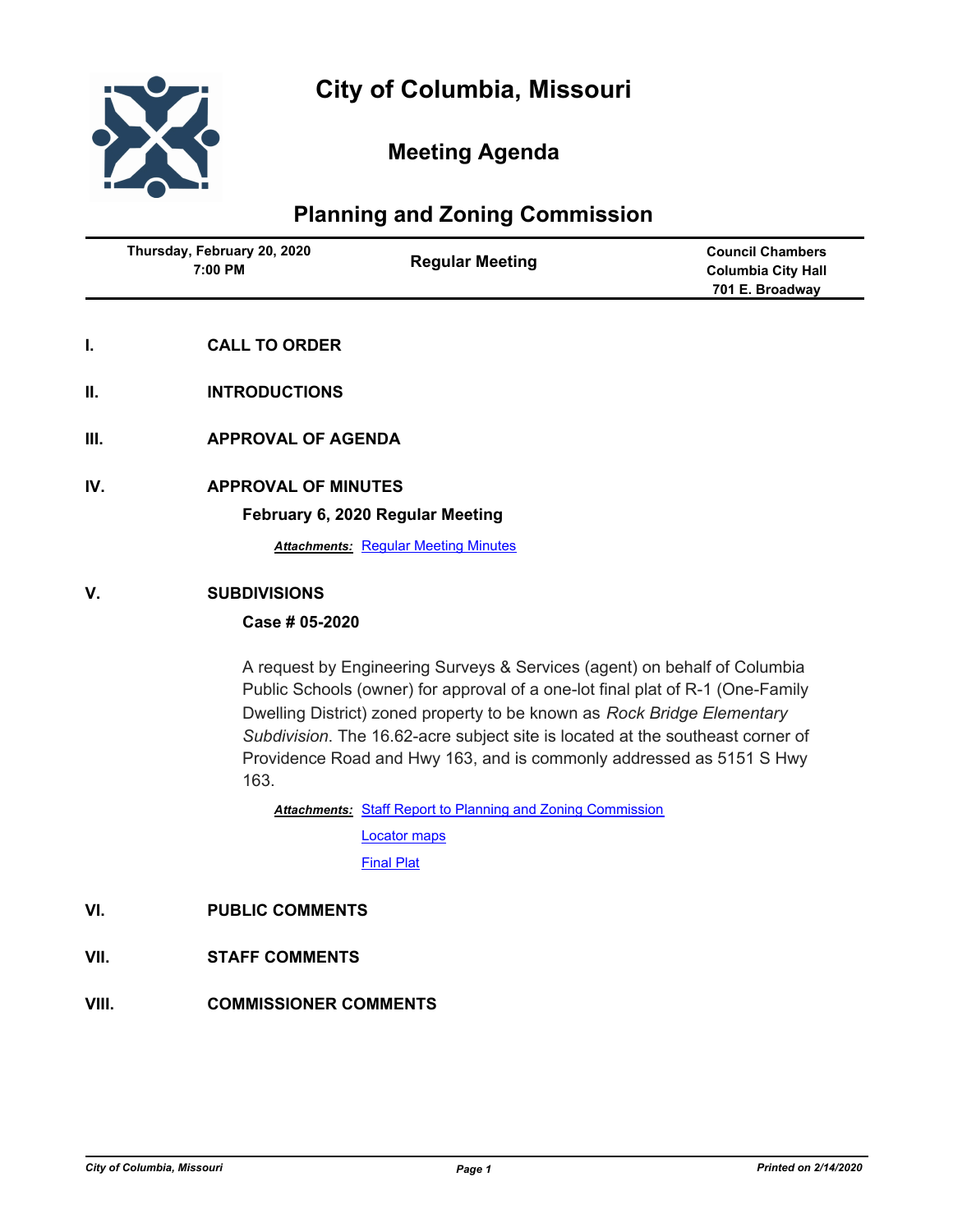# City of Columbia, Missouri

## Meeting Agenda

## Planning and Zoning Commission

| Thursday, February 20, 2020 7:00 PM | Regular Meeting | Council Chambers Columbia City Hall 701 E. Broadway |
|---|---|---|

**I. CALL TO ORDER**

**II. INTRODUCTIONS**

**III. APPROVAL OF AGENDA**

**IV. APPROVAL OF MINUTES**

**February 6, 2020 Regular Meeting**

***Attachments:*** Regular Meeting Minutes

**V. SUBDIVISIONS**

**Case # 05-2020**

A request by Engineering Surveys & Services (agent) on behalf of Columbia Public Schools (owner) for approval of a one-lot final plat of R-1 (One-Family Dwelling District) zoned property to be known as *Rock Bridge Elementary Subdivision*. The 16.62-acre subject site is located at the southeast corner of Providence Road and Hwy 163, and is commonly addressed as 5151 S Hwy 163.

***Attachments:*** Staff Report to Planning and Zoning Commission
Locator maps
Final Plat

**VI. PUBLIC COMMENTS**

**VII. STAFF COMMENTS**

**VIII. COMMISSIONER COMMENTS**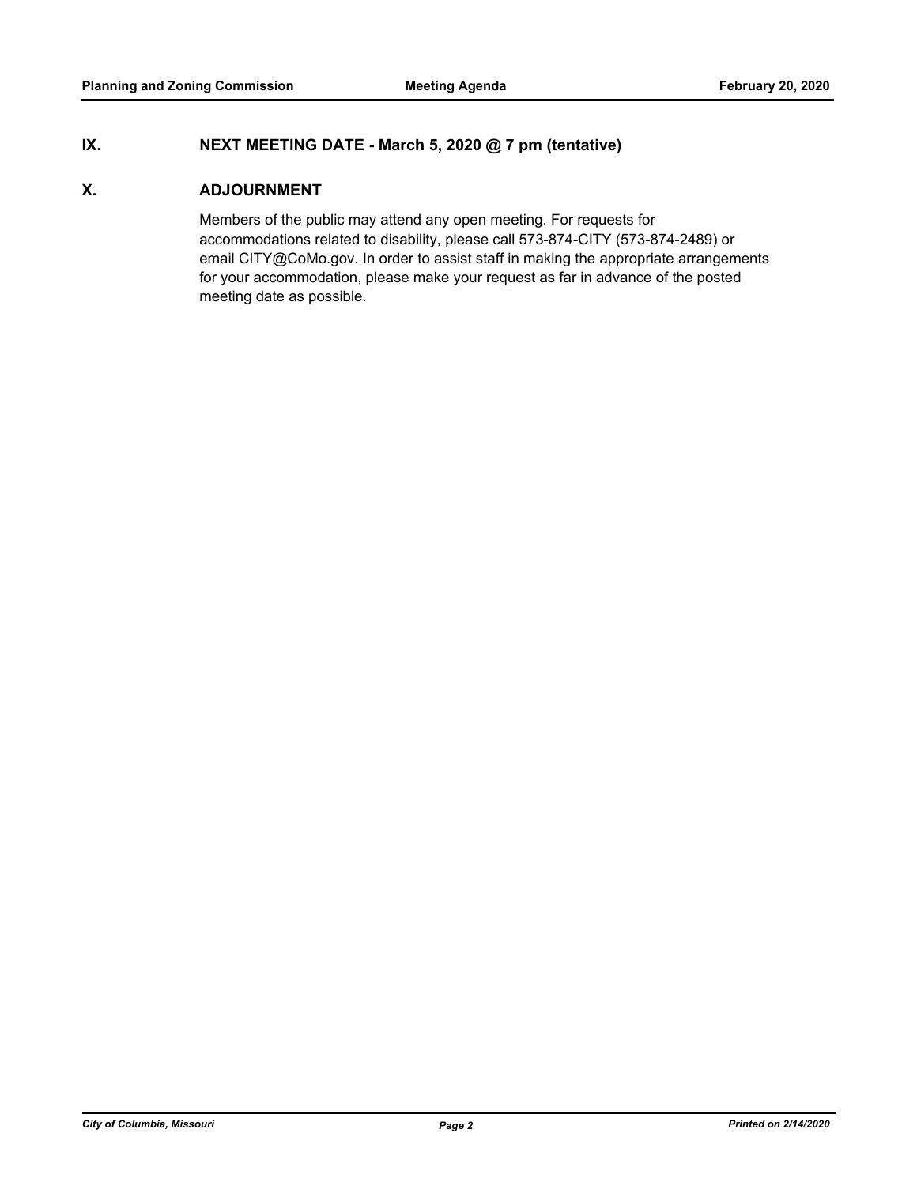## IX. NEXT MEETING DATE - March 5, 2020 @ 7 pm (tentative)

## X. ADJOURNMENT

Members of the public may attend any open meeting. For requests for accommodations related to disability, please call 573-874-CITY (573-874-2489) or email CITY@CoMo.gov. In order to assist staff in making the appropriate arrangements for your accommodation, please make your request as far in advance of the posted meeting date as possible.